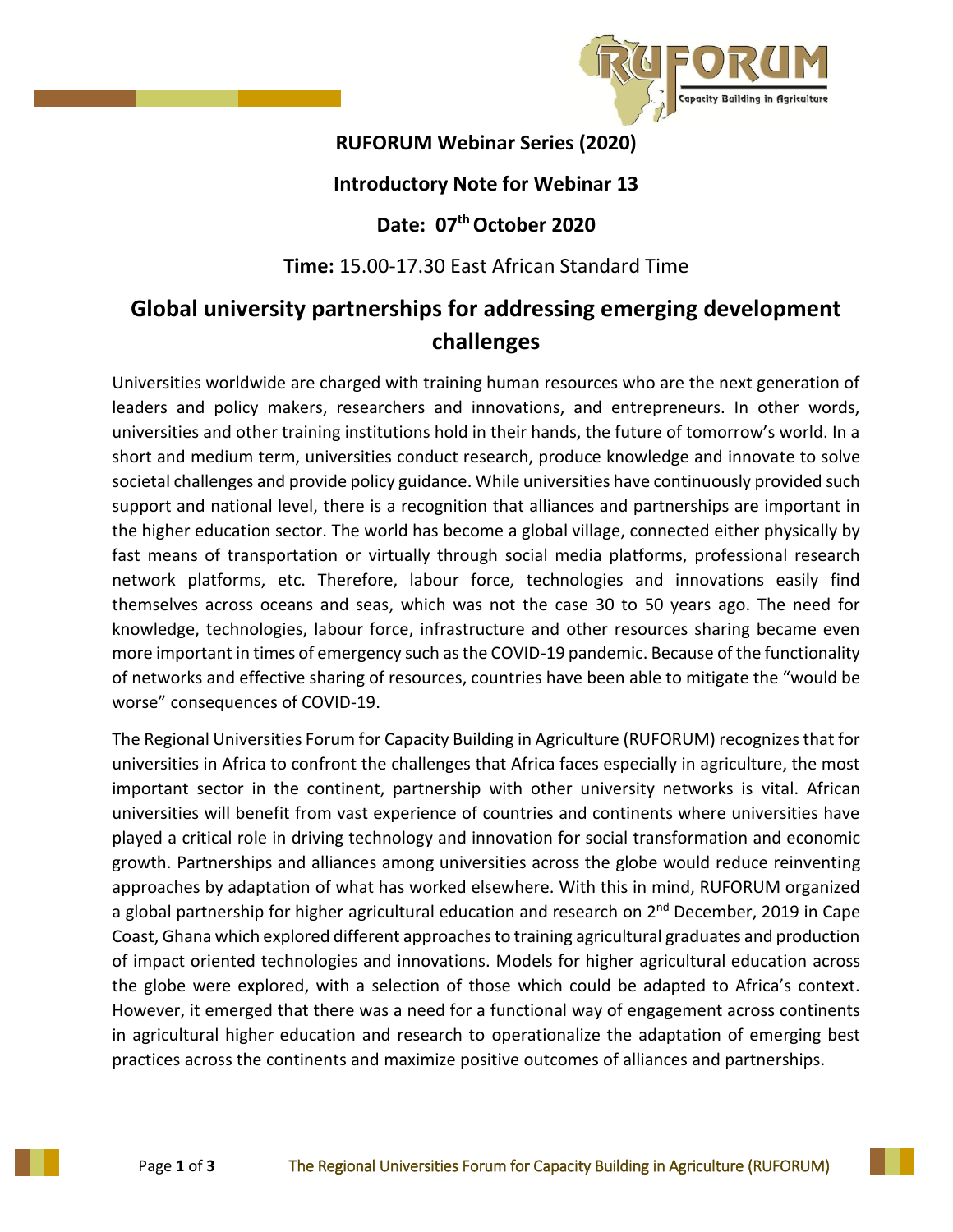**RUFORUM Webinar Series (2020)**

**Introductory Note for Webinar 13**

**Date: 07th October 2020**

**Time:** 15.00-17.30 East African Standard Time

# Global university partnerships for addressing emerging development challenges

Universities worldwide are charged with training human resources who are the next generation of leaders and policy makers, researchers and innovations, and entrepreneurs. In other words, universities and other training institutions hold in their hands, the future of tomorrow's world. In a short and medium term, universities conduct research, produce knowledge and innovate to solve societal challenges and provide policy guidance. While universities have continuously provided such support and national level, there is a recognition that alliances and partnerships are important in the higher education sector. The world has become a global village, connected either physically by fast means of transportation or virtually through social media platforms, professional research network platforms, etc. Therefore, labour force, technologies and innovations easily find themselves across oceans and seas, which was not the case 30 to 50 years ago. The need for knowledge, technologies, labour force, infrastructure and other resources sharing became even more important in times of emergency such as the COVID-19 pandemic. Because of the functionality of networks and effective sharing of resources, countries have been able to mitigate the "would be worse" consequences of COVID-19.

The Regional Universities Forum for Capacity Building in Agriculture (RUFORUM) recognizes that for universities in Africa to confront the challenges that Africa faces especially in agriculture, the most important sector in the continent, partnership with other university networks is vital. African universities will benefit from vast experience of countries and continents where universities have played a critical role in driving technology and innovation for social transformation and economic growth. Partnerships and alliances among universities across the globe would reduce reinventing approaches by adaptation of what has worked elsewhere. With this in mind, RUFORUM organized a global partnership for higher agricultural education and research on 2nd December, 2019 in Cape Coast, Ghana which explored different approaches to training agricultural graduates and production of impact oriented technologies and innovations. Models for higher agricultural education across the globe were explored, with a selection of those which could be adapted to Africa's context. However, it emerged that there was a need for a functional way of engagement across continents in agricultural higher education and research to operationalize the adaptation of emerging best practices across the continents and maximize positive outcomes of alliances and partnerships.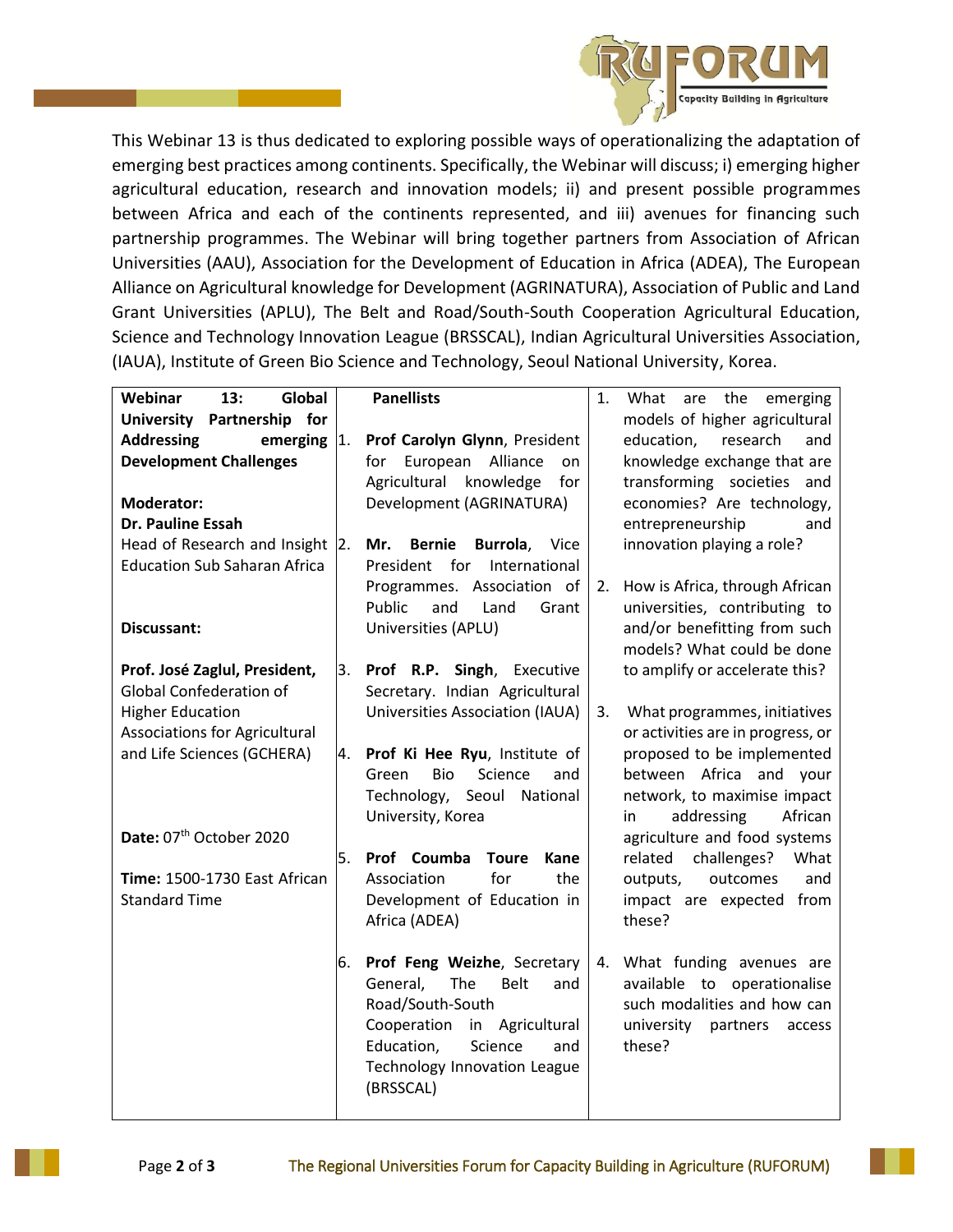This Webinar 13 is thus dedicated to exploring possible ways of operationalizing the adaptation of emerging best practices among continents. Specifically, the Webinar will discuss; i) emerging higher agricultural education, research and innovation models; ii) and present possible programmes between Africa and each of the continents represented, and iii) avenues for financing such partnership programmes. The Webinar will bring together partners from Association of African Universities (AAU), Association for the Development of Education in Africa (ADEA), The European Alliance on Agricultural knowledge for Development (AGRINATURA), Association of Public and Land Grant Universities (APLU), The Belt and Road/South-South Cooperation Agricultural Education, Science and Technology Innovation League (BRSSCAL), Indian Agricultural Universities Association, (IAUA), Institute of Green Bio Science and Technology, Seoul National University, Korea.

| **Webinar 13: Global University Partnership for Addressing emerging Development Challenges** | **Panellists** | |
|---|---|---|
| **Moderator:**<br>**Dr. Pauline Essah**<br>Head of Research and Insight Education Sub Saharan Africa<br><br>**Discussant:**<br><br>**Prof. José Zaglul, President,** Global Confederation of Higher Education Associations for Agricultural and Life Sciences (GCHERA)<br><br>**Date:** 07th October 2020<br><br>**Time:** 1500-1730 East African Standard Time | 1. **Prof Carolyn Glynn**, President for European Alliance on Agricultural knowledge for Development (AGRINATURA)<br><br>2. **Mr. Bernie Burrola**, Vice President for International Programmes. Association of Public and Land Grant Universities (APLU)<br><br>3. **Prof R.P. Singh**, Executive Secretary. Indian Agricultural Universities Association (IAUA)<br><br>4. **Prof Ki Hee Ryu**, Institute of Green Bio Science and Technology, Seoul National University, Korea<br><br>5. **Prof Coumba Toure Kane** Association for the Development of Education in Africa (ADEA)<br><br>6. **Prof Feng Weizhe**, Secretary General, The Belt and Road/South-South Cooperation in Agricultural Education, Science and Technology Innovation League (BRSSCAL) | 1. What are the emerging models of higher agricultural education, research and knowledge exchange that are transforming societies and economies? Are technology, entrepreneurship and innovation playing a role?<br><br>2. How is Africa, through African universities, contributing to and/or benefitting from such models? What could be done to amplify or accelerate this?<br><br>3. What programmes, initiatives or activities are in progress, or proposed to be implemented between Africa and your network, to maximise impact in addressing African agriculture and food systems related challenges? What outputs, outcomes and impact are expected from these?<br><br>4. What funding avenues are available to operationalise such modalities and how can university partners access these? |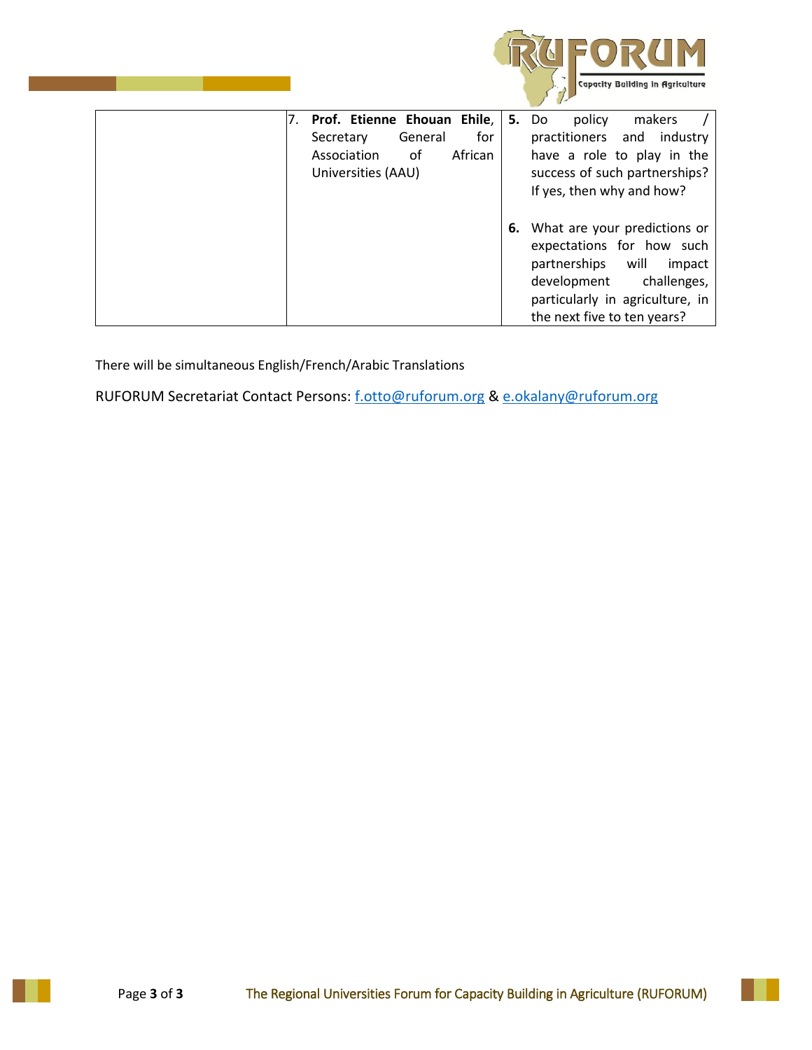| | | |
|---|---|---|
| | 7. **Prof. Etienne Ehouan Ehile**, Secretary General for Association of African Universities (AAU) | **5.** Do policy makers / practitioners and industry have a role to play in the success of such partnerships? If yes, then why and how?<br><br>**6.** What are your predictions or expectations for how such partnerships will impact development challenges, particularly in agriculture, in the next five to ten years? |

There will be simultaneous English/French/Arabic Translations

RUFORUM Secretariat Contact Persons: f.otto@ruforum.org & e.okalany@ruforum.org